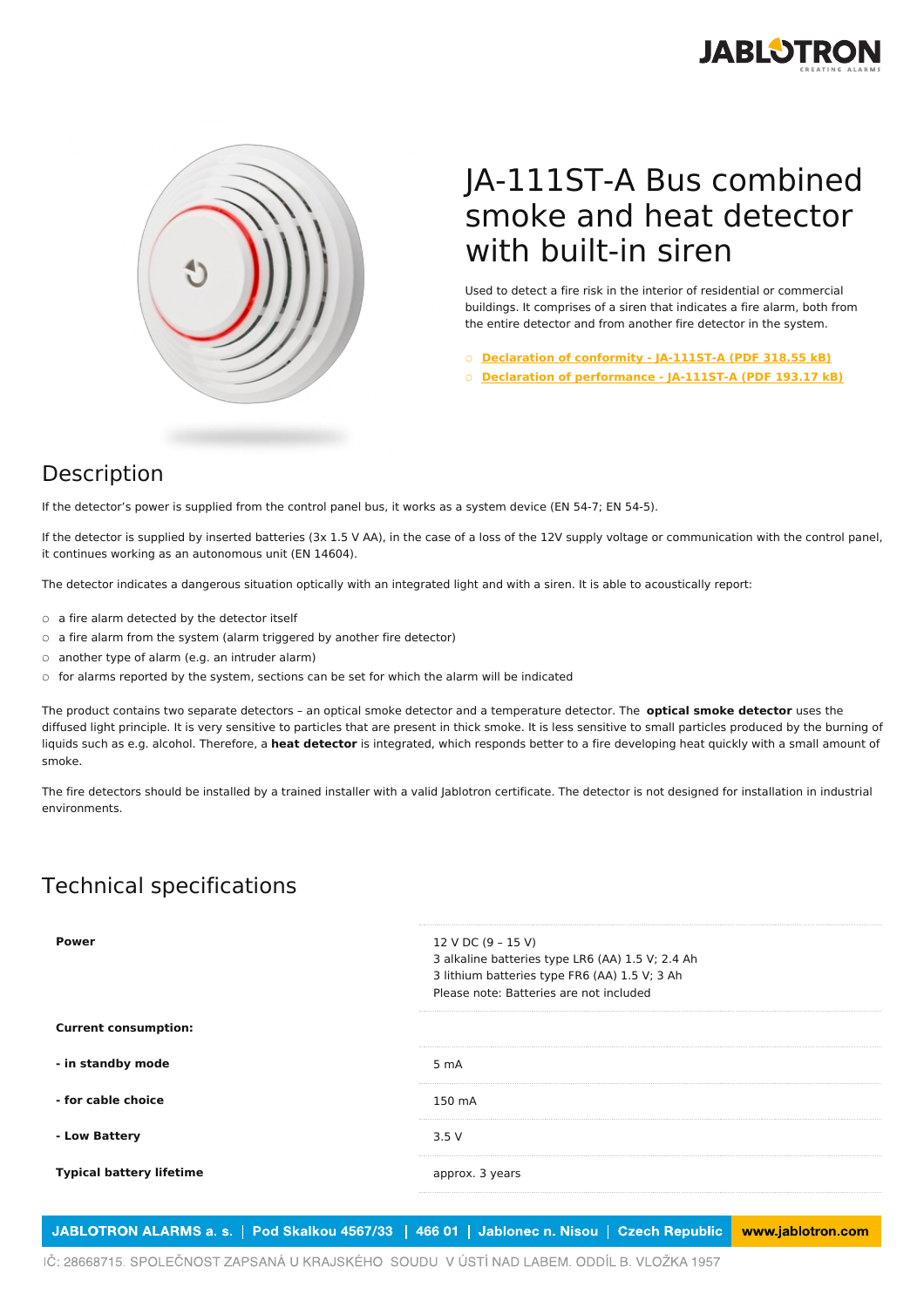# JA-111ST-A Bus combined smoke and heat detector with built-in siren

Used to detect a fire risk in the interior of residential or commercial buildings. It comprises of a siren that indicates a fire alarm, both from the entire detector and from another fire detector in the system.

- Declaration of conformity - JA-111ST-A (PDF 318.55 kB)
- Declaration of performance - JA-111ST-A (PDF 193.17 kB)

## Description

If the detector's power is supplied from the control panel bus, it works as a system device (EN 54-7; EN 54-5).

If the detector is supplied by inserted batteries (3x 1.5 V AA), in the case of a loss of the 12V supply voltage or communication with the control panel, it continues working as an autonomous unit (EN 14604).

The detector indicates a dangerous situation optically with an integrated light and with a siren. It is able to acoustically report:

- a fire alarm detected by the detector itself
- a fire alarm from the system (alarm triggered by another fire detector)
- another type of alarm (e.g. an intruder alarm)
- for alarms reported by the system, sections can be set for which the alarm will be indicated

The product contains two separate detectors – an optical smoke detector and a temperature detector. The **optical smoke detector** uses the diffused light principle. It is very sensitive to particles that are present in thick smoke. It is less sensitive to small particles produced by the burning of liquids such as e.g. alcohol. Therefore, a **heat detector** is integrated, which responds better to a fire developing heat quickly with a small amount of smoke.

The fire detectors should be installed by a trained installer with a valid Jablotron certificate. The detector is not designed for installation in industrial environments.

## Technical specifications

| | |
|---|---|
| **Power** | 12 V DC (9 – 15 V)<br>3 alkaline batteries type LR6 (AA) 1.5 V; 2.4 Ah<br>3 lithium batteries type FR6 (AA) 1.5 V; 3 Ah<br>Please note: Batteries are not included |
| **Current consumption:** | |
| **- in standby mode** | 5 mA |
| **- for cable choice** | 150 mA |
| **- Low Battery** | 3.5 V |
| **Typical battery lifetime** | approx. 3 years |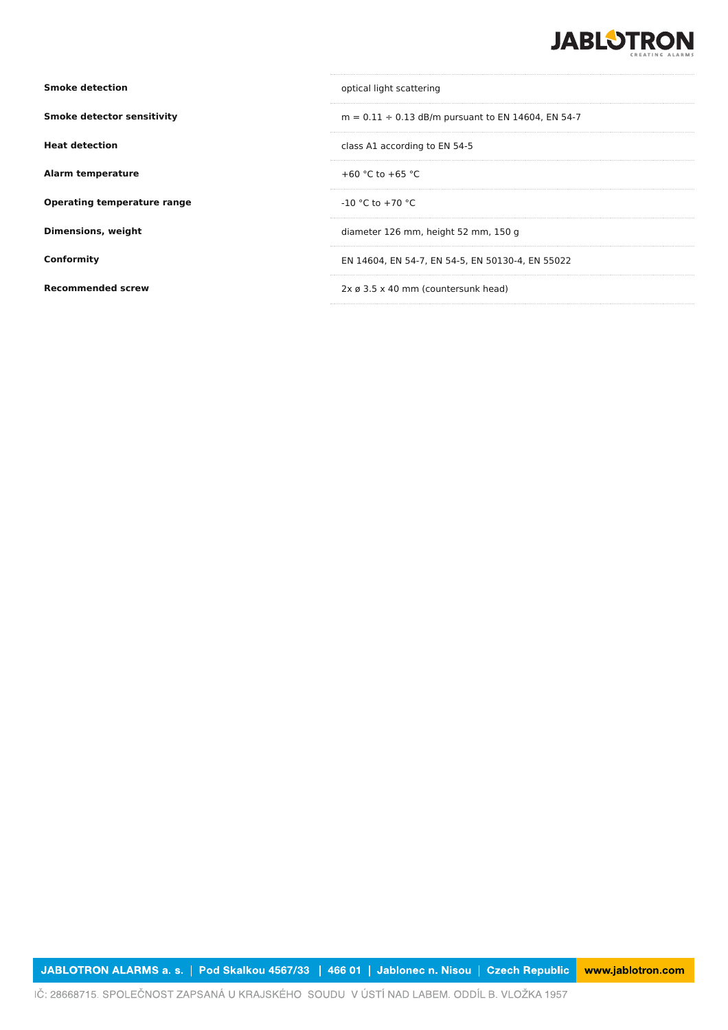| | |
|---|---|
| **Smoke detection** | optical light scattering |
| **Smoke detector sensitivity** | m = 0.11 ÷ 0.13 dB/m pursuant to EN 14604, EN 54-7 |
| **Heat detection** | class A1 according to EN 54-5 |
| **Alarm temperature** | +60 °C to +65 °C |
| **Operating temperature range** | -10 °C to +70 °C |
| **Dimensions, weight** | diameter 126 mm, height 52 mm, 150 g |
| **Conformity** | EN 14604, EN 54-7, EN 54-5, EN 50130-4, EN 55022 |
| **Recommended screw** | 2x ø 3.5 x 40 mm (countersunk head) |